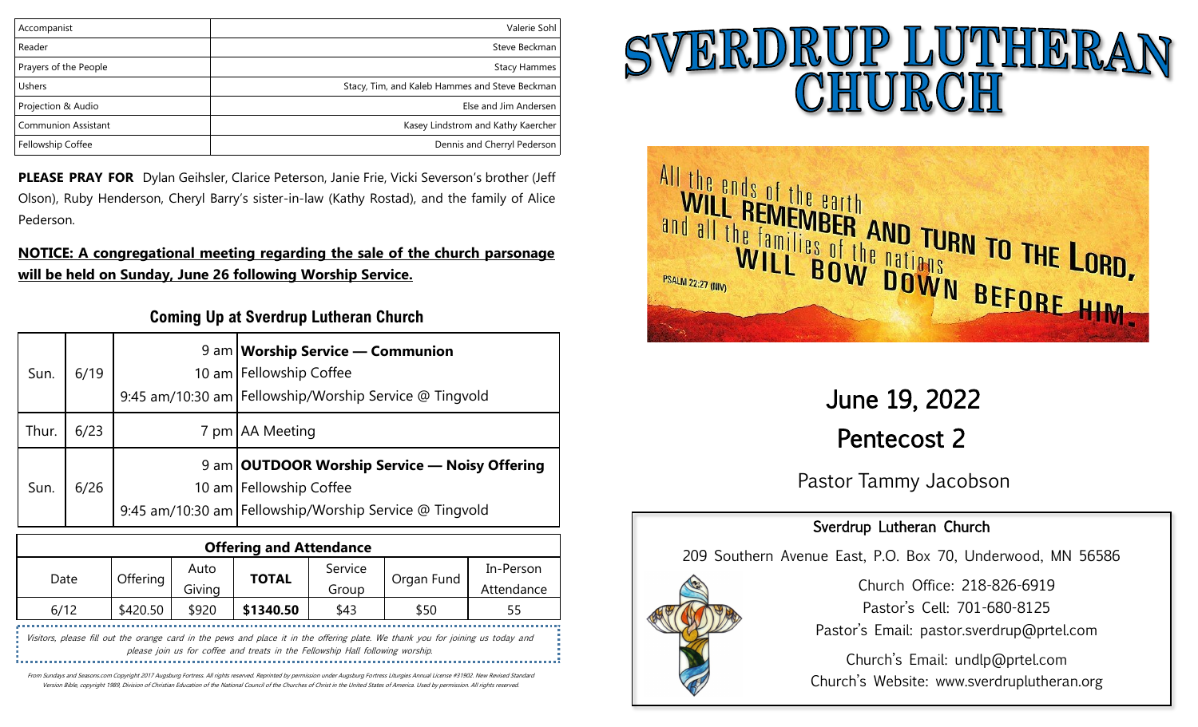| Accompanist | Valerie Sohl |
| --- | --- |
| Reader | Steve Beckman |
| Prayers of the People | Stacy Hammes |
| Ushers | Stacy, Tim, and Kaleb Hammes and Steve Beckman |
| Projection & Audio | Else and Jim Andersen |
| Communion Assistant | Kasey Lindstrom and Kathy Kaercher |
| Fellowship Coffee | Dennis and Cherryl Pederson |

**PLEASE PRAY FOR** Dylan Geihsler, Clarice Peterson, Janie Frie, Vicki Severson's brother (Jeff Olson), Ruby Henderson, Cheryl Barry's sister-in-law (Kathy Rostad), and the family of Alice Pederson.

**NOTICE: A congregational meeting regarding the sale of the church parsonage will be held on Sunday, June 26 following Worship Service.**

## Coming Up at Sverdrup Lutheran Church

| | | | |
| --- | --- | --- | --- |
| Sun. | 6/19 | 9 am | **Worship Service — Communion** |
| | | 10 am | Fellowship Coffee |
| | | 9:45 am/10:30 am | Fellowship/Worship Service @ Tingvold |
| Thur. | 6/23 | 7 pm | AA Meeting |
| Sun. | 6/26 | 9 am | **OUTDOOR Worship Service — Noisy Offering** |
| | | 10 am | Fellowship Coffee |
| | | 9:45 am/10:30 am | Fellowship/Worship Service @ Tingvold |

**Offering and Attendance**

| Date | Offering | Auto Giving | **TOTAL** | Service Group | Organ Fund | In-Person Attendance |
| --- | --- | --- | --- | --- | --- | --- |
| 6/12 | $420.50 | $920 | **$1340.50** | $43 | $50 | 55 |

*Visitors, please fill out the orange card in the pews and place it in the offering plate. We thank you for joining us today and please join us for coffee and treats in the Fellowship Hall following worship.*

*From Sundays and Seasons.com Copyright 2017 Augsburg Fortress. All rights reserved. Reprinted by permission under Augsburg Fortress Liturgies Annual License #31902. New Revised Standard Version Bible, copyright 1989, Division of Christian Education of the National Council of the Churches of Christ in the United States of America. Used by permission. All rights reserved.*

# SVERDRUP LUTHERAN CHURCH

All the ends of the earth WILL REMEMBER AND TURN TO THE LORD, and all the families of the nations WILL BOW DOWN BEFORE HIM. PSALM 22:27 (NIV)

## June 19, 2022

## Pentecost 2

Pastor Tammy Jacobson

**Sverdrup Lutheran Church**

209 Southern Avenue East, P.O. Box 70, Underwood, MN 56586

Church Office: 218-826-6919

Pastor's Cell: 701-680-8125

Pastor's Email: pastor.sverdrup@prtel.com

Church's Email: undlp@prtel.com

Church's Website: www.sverdruplutheran.org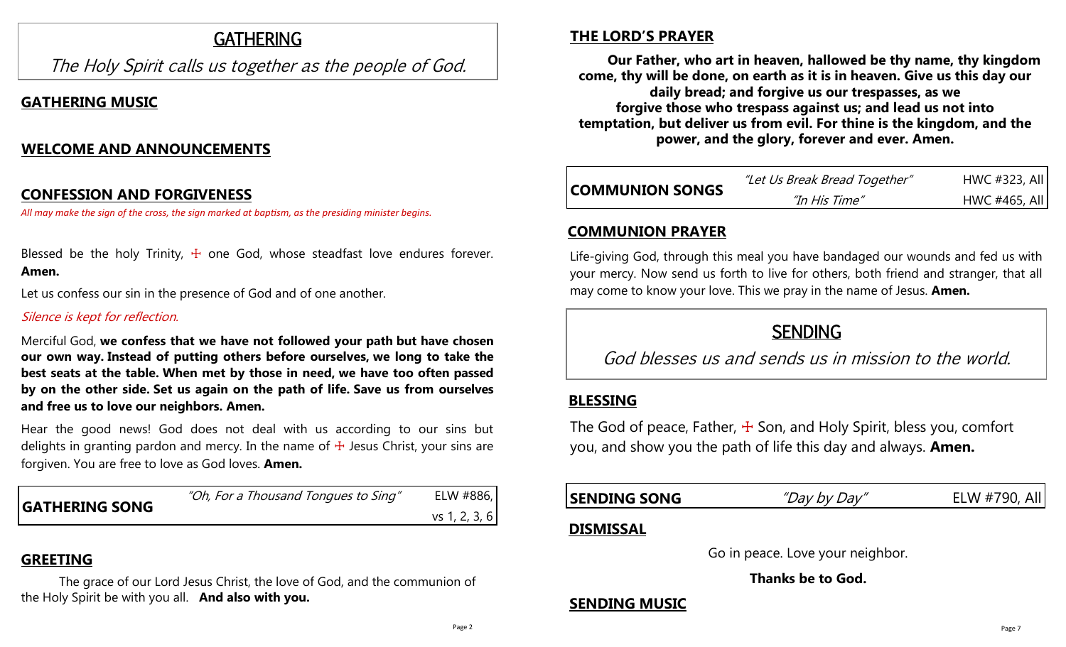# GATHERING

*The Holy Spirit calls us together as the people of God.*

## GATHERING MUSIC

## WELCOME AND ANNOUNCEMENTS

## CONFESSION AND FORGIVENESS

*All may make the sign of the cross, the sign marked at baptism, as the presiding minister begins.*

Blessed be the holy Trinity, ☩ one God, whose steadfast love endures forever. **Amen.**

Let us confess our sin in the presence of God and of one another.

*Silence is kept for reflection.*

Merciful God, **we confess that we have not followed your path but have chosen our own way. Instead of putting others before ourselves, we long to take the best seats at the table. When met by those in need, we have too often passed by on the other side. Set us again on the path of life. Save us from ourselves and free us to love our neighbors. Amen.**

Hear the good news! God does not deal with us according to our sins but delights in granting pardon and mercy. In the name of ☩ Jesus Christ, your sins are forgiven. You are free to love as God loves. **Amen.**

| **GATHERING SONG** | *"Oh, For a Thousand Tongues to Sing"* | ELW #886, vs 1, 2, 3, 6 |
|---|---|---|

## GREETING

The grace of our Lord Jesus Christ, the love of God, and the communion of the Holy Spirit be with you all. **And also with you.**

## THE LORD'S PRAYER

**Our Father, who art in heaven, hallowed be thy name, thy kingdom come, thy will be done, on earth as it is in heaven. Give us this day our daily bread; and forgive us our trespasses, as we forgive those who trespass against us; and lead us not into temptation, but deliver us from evil. For thine is the kingdom, and the power, and the glory, forever and ever. Amen.**

| **COMMUNION SONGS** | *"Let Us Break Bread Together"* | HWC #323, All |
|---|---|---|
| | *"In His Time"* | HWC #465, All |

## COMMUNION PRAYER

Life-giving God, through this meal you have bandaged our wounds and fed us with your mercy. Now send us forth to live for others, both friend and stranger, that all may come to know your love. This we pray in the name of Jesus. **Amen.**

# SENDING

*God blesses us and sends us in mission to the world.*

## BLESSING

The God of peace, Father, ☩ Son, and Holy Spirit, bless you, comfort you, and show you the path of life this day and always. **Amen.**

| **SENDING SONG** | *"Day by Day"* | ELW #790, All |
|---|---|---|

## DISMISSAL

Go in peace. Love your neighbor.

**Thanks be to God.**

## SENDING MUSIC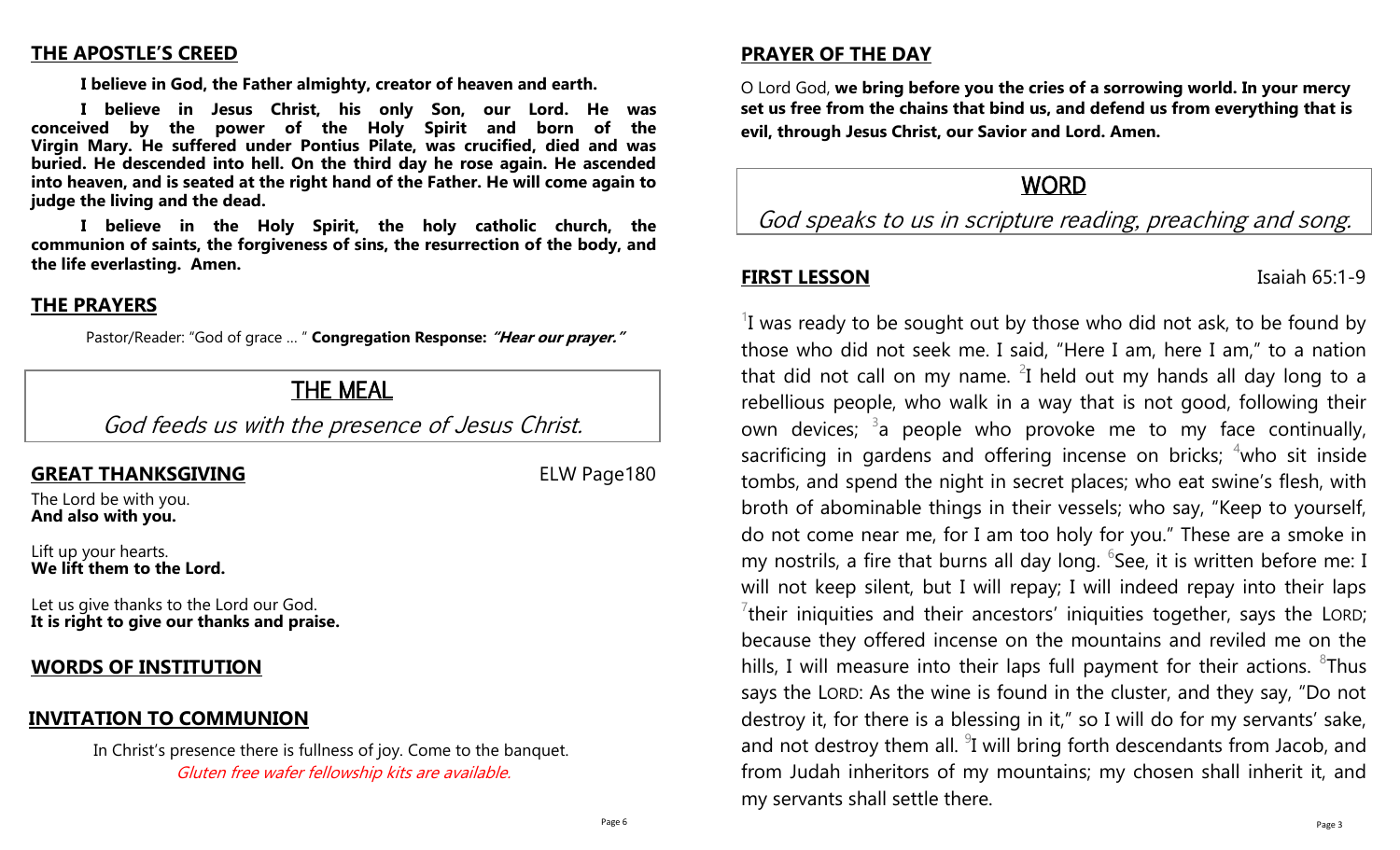## THE APOSTLE'S CREED

**I believe in God, the Father almighty, creator of heaven and earth.**

**I believe in Jesus Christ, his only Son, our Lord. He was conceived by the power of the Holy Spirit and born of the Virgin Mary. He suffered under Pontius Pilate, was crucified, died and was buried. He descended into hell. On the third day he rose again. He ascended into heaven, and is seated at the right hand of the Father. He will come again to judge the living and the dead.**

**I believe in the Holy Spirit, the holy catholic church, the communion of saints, the forgiveness of sins, the resurrection of the body, and the life everlasting. Amen.**

## THE PRAYERS

Pastor/Reader: "God of grace … " **Congregation Response:** ***"Hear our prayer."***

# THE MEAL

*God feeds us with the presence of Jesus Christ.*

## GREAT THANKSGIVING

ELW Page180

The Lord be with you.
**And also with you.**

Lift up your hearts.
**We lift them to the Lord.**

Let us give thanks to the Lord our God.
**It is right to give our thanks and praise.**

## WORDS OF INSTITUTION

## INVITATION TO COMMUNION

In Christ's presence there is fullness of joy. Come to the banquet.
*Gluten free wafer fellowship kits are available.*

## PRAYER OF THE DAY

O Lord God, **we bring before you the cries of a sorrowing world. In your mercy set us free from the chains that bind us, and defend us from everything that is evil, through Jesus Christ, our Savior and Lord. Amen.**

# WORD

*God speaks to us in scripture reading, preaching and song.*

## FIRST LESSON

Isaiah 65:1-9

[1]I was ready to be sought out by those who did not ask, to be found by those who did not seek me. I said, "Here I am, here I am," to a nation that did not call on my name. [2]I held out my hands all day long to a rebellious people, who walk in a way that is not good, following their own devices; [3]a people who provoke me to my face continually, sacrificing in gardens and offering incense on bricks; [4]who sit inside tombs, and spend the night in secret places; who eat swine's flesh, with broth of abominable things in their vessels; who say, "Keep to yourself, do not come near me, for I am too holy for you." These are a smoke in my nostrils, a fire that burns all day long. [6]See, it is written before me: I will not keep silent, but I will repay; I will indeed repay into their laps [7]their iniquities and their ancestors' iniquities together, says the LORD; because they offered incense on the mountains and reviled me on the hills, I will measure into their laps full payment for their actions. [8]Thus says the LORD: As the wine is found in the cluster, and they say, "Do not destroy it, for there is a blessing in it," so I will do for my servants' sake, and not destroy them all. [9]I will bring forth descendants from Jacob, and from Judah inheritors of my mountains; my chosen shall inherit it, and my servants shall settle there.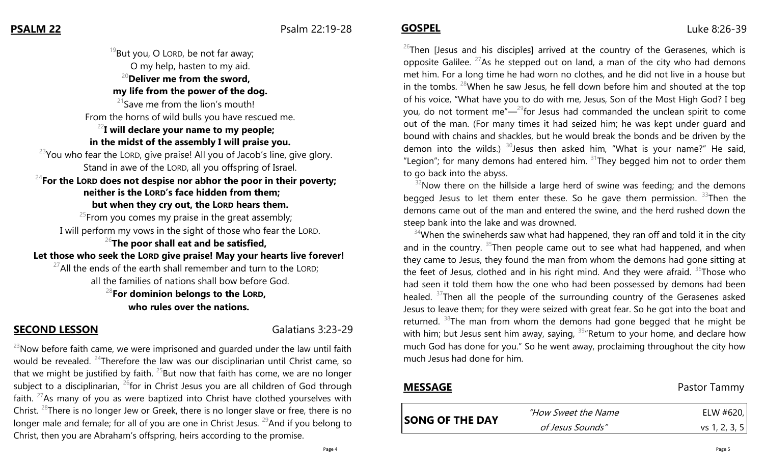## PSALM 22

Psalm 22:19-28

[19]But you, O LORD, be not far away;
O my help, hasten to my aid.
[20]**Deliver me from the sword,**
**my life from the power of the dog.**
[21]Save me from the lion's mouth!
From the horns of wild bulls you have rescued me.
[22]**I will declare your name to my people;**
**in the midst of the assembly I will praise you.**
[23]You who fear the LORD, give praise! All you of Jacob's line, give glory.
Stand in awe of the LORD, all you offspring of Israel.
[24]**For the LORD does not despise nor abhor the poor in their poverty;**
**neither is the LORD's face hidden from them;**
**but when they cry out, the LORD hears them.**
[25]From you comes my praise in the great assembly;
I will perform my vows in the sight of those who fear the LORD.
[26]**The poor shall eat and be satisfied,**
**Let those who seek the LORD give praise! May your hearts live forever!**
[27]All the ends of the earth shall remember and turn to the LORD;
all the families of nations shall bow before God.
[28]**For dominion belongs to the LORD,**
**who rules over the nations.**

## SECOND LESSON

Galatians 3:23-29

[23]Now before faith came, we were imprisoned and guarded under the law until faith would be revealed. [24]Therefore the law was our disciplinarian until Christ came, so that we might be justified by faith. [25]But now that faith has come, we are no longer subject to a disciplinarian, [26]for in Christ Jesus you are all children of God through faith. [27]As many of you as were baptized into Christ have clothed yourselves with Christ. [28]There is no longer Jew or Greek, there is no longer slave or free, there is no longer male and female; for all of you are one in Christ Jesus. [29]And if you belong to Christ, then you are Abraham's offspring, heirs according to the promise.

## GOSPEL

Luke 8:26-39

[26]Then [Jesus and his disciples] arrived at the country of the Gerasenes, which is opposite Galilee. [27]As he stepped out on land, a man of the city who had demons met him. For a long time he had worn no clothes, and he did not live in a house but in the tombs. [28]When he saw Jesus, he fell down before him and shouted at the top of his voice, "What have you to do with me, Jesus, Son of the Most High God? I beg you, do not torment me"—[29]for Jesus had commanded the unclean spirit to come out of the man. (For many times it had seized him; he was kept under guard and bound with chains and shackles, but he would break the bonds and be driven by the demon into the wilds.) [30]Jesus then asked him, "What is your name?" He said, "Legion"; for many demons had entered him. [31]They begged him not to order them to go back into the abyss.

[32]Now there on the hillside a large herd of swine was feeding; and the demons begged Jesus to let them enter these. So he gave them permission. [33]Then the demons came out of the man and entered the swine, and the herd rushed down the steep bank into the lake and was drowned.

[34]When the swineherds saw what had happened, they ran off and told it in the city and in the country. [35]Then people came out to see what had happened, and when they came to Jesus, they found the man from whom the demons had gone sitting at the feet of Jesus, clothed and in his right mind. And they were afraid. [36]Those who had seen it told them how the one who had been possessed by demons had been healed. [37]Then all the people of the surrounding country of the Gerasenes asked Jesus to leave them; for they were seized with great fear. So he got into the boat and returned. [38]The man from whom the demons had gone begged that he might be with him; but Jesus sent him away, saying, [39]"Return to your home, and declare how much God has done for you." So he went away, proclaiming throughout the city how much Jesus had done for him.

## MESSAGE

Pastor Tammy

| | | |
|---|---|---|
| **SONG OF THE DAY** | *"How Sweet the Name of Jesus Sounds"* | ELW #620, vs 1, 2, 3, 5 |